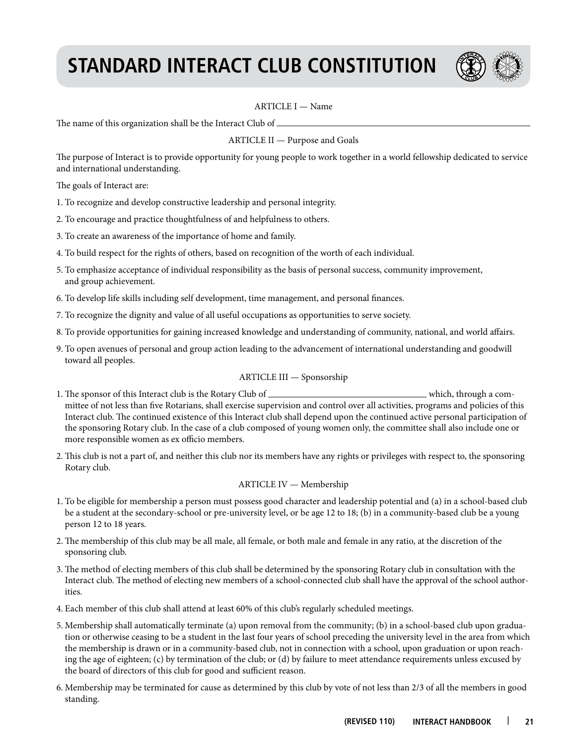# STANDARD INTERACT CLUB CONSTITUTION

## ARTICLE I — Name

The name of this organization shall be the Interact Club of ______________________________

## ARTICLE II — Purpose and Goals

The purpose of Interact is to provide opportunity for young people to work together in a world fellowship dedicated to service and international understanding.

The goals of Interact are:

1. To recognize and develop constructive leadership and personal integrity.
2. To encourage and practice thoughtfulness of and helpfulness to others.
3. To create an awareness of the importance of home and family.
4. To build respect for the rights of others, based on recognition of the worth of each individual.
5. To emphasize acceptance of individual responsibility as the basis of personal success, community improvement, and group achievement.
6. To develop life skills including self development, time management, and personal finances.
7. To recognize the dignity and value of all useful occupations as opportunities to serve society.
8. To provide opportunities for gaining increased knowledge and understanding of community, national, and world affairs.
9. To open avenues of personal and group action leading to the advancement of international understanding and goodwill toward all peoples.

## ARTICLE III — Sponsorship

1. The sponsor of this Interact club is the Rotary Club of ______________________ which, through a committee of not less than five Rotarians, shall exercise supervision and control over all activities, programs and policies of this Interact club. The continued existence of this Interact club shall depend upon the continued active personal participation of the sponsoring Rotary club. In the case of a club composed of young women only, the committee shall also include one or more responsible women as ex officio members.
2. This club is not a part of, and neither this club nor its members have any rights or privileges with respect to, the sponsoring Rotary club.

## ARTICLE IV — Membership

1. To be eligible for membership a person must possess good character and leadership potential and (a) in a school-based club be a student at the secondary-school or pre-university level, or be age 12 to 18; (b) in a community-based club be a young person 12 to 18 years.
2. The membership of this club may be all male, all female, or both male and female in any ratio, at the discretion of the sponsoring club.
3. The method of electing members of this club shall be determined by the sponsoring Rotary club in consultation with the Interact club. The method of electing new members of a school-connected club shall have the approval of the school authorities.
4. Each member of this club shall attend at least 60% of this club's regularly scheduled meetings.
5. Membership shall automatically terminate (a) upon removal from the community; (b) in a school-based club upon graduation or otherwise ceasing to be a student in the last four years of school preceding the university level in the area from which the membership is drawn or in a community-based club, not in connection with a school, upon graduation or upon reaching the age of eighteen; (c) by termination of the club; or (d) by failure to meet attendance requirements unless excused by the board of directors of this club for good and sufficient reason.
6. Membership may be terminated for cause as determined by this club by vote of not less than 2/3 of all the members in good standing.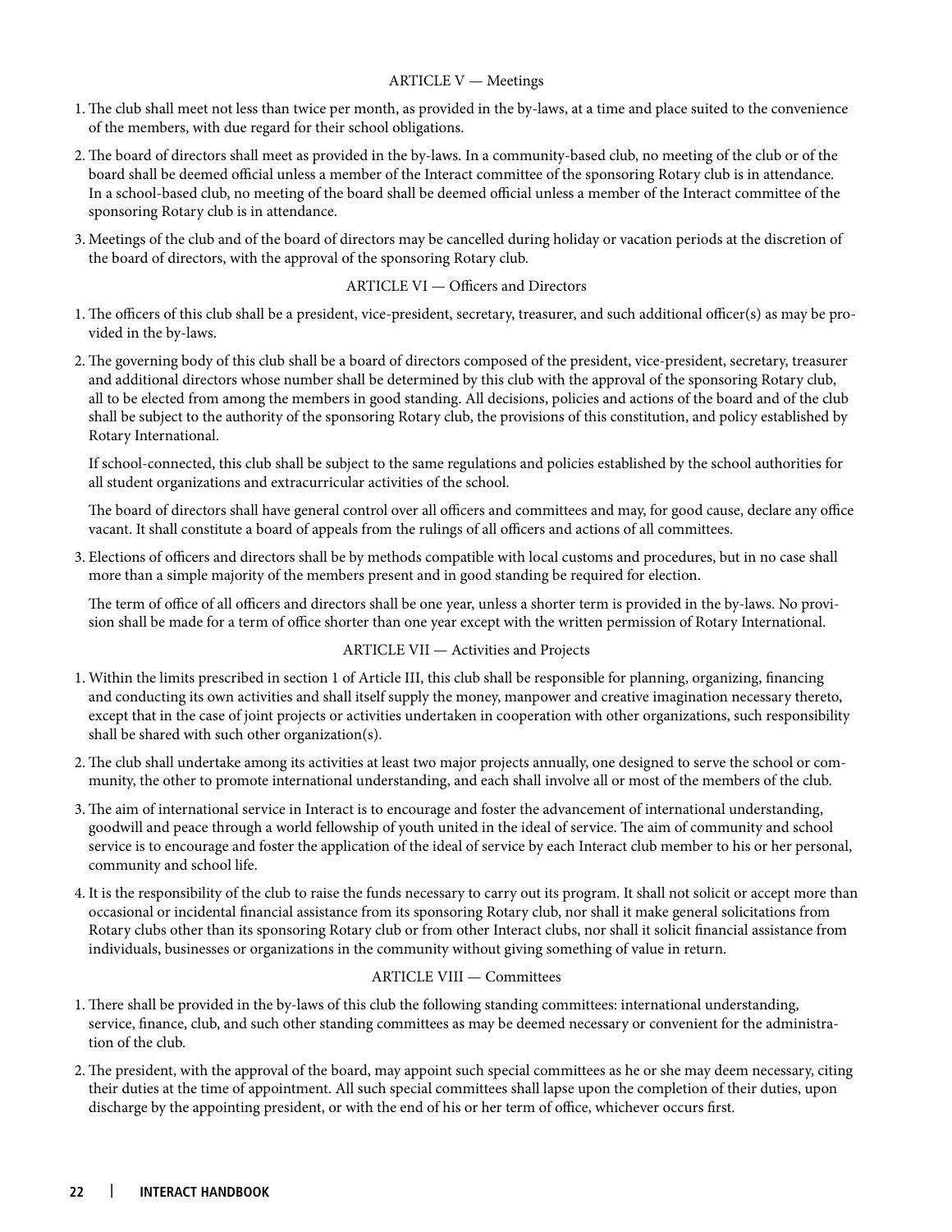## ARTICLE V — Meetings

1. The club shall meet not less than twice per month, as provided in the by-laws, at a time and place suited to the convenience of the members, with due regard for their school obligations.
2. The board of directors shall meet as provided in the by-laws. In a community-based club, no meeting of the club or of the board shall be deemed official unless a member of the Interact committee of the sponsoring Rotary club is in attendance. In a school-based club, no meeting of the board shall be deemed official unless a member of the Interact committee of the sponsoring Rotary club is in attendance.
3. Meetings of the club and of the board of directors may be cancelled during holiday or vacation periods at the discretion of the board of directors, with the approval of the sponsoring Rotary club.

## ARTICLE VI — Officers and Directors

1. The officers of this club shall be a president, vice-president, secretary, treasurer, and such additional officer(s) as may be provided in the by-laws.
2. The governing body of this club shall be a board of directors composed of the president, vice-president, secretary, treasurer and additional directors whose number shall be determined by this club with the approval of the sponsoring Rotary club, all to be elected from among the members in good standing. All decisions, policies and actions of the board and of the club shall be subject to the authority of the sponsoring Rotary club, the provisions of this constitution, and policy established by Rotary International.

   If school-connected, this club shall be subject to the same regulations and policies established by the school authorities for all student organizations and extracurricular activities of the school.

   The board of directors shall have general control over all officers and committees and may, for good cause, declare any office vacant. It shall constitute a board of appeals from the rulings of all officers and actions of all committees.
3. Elections of officers and directors shall be by methods compatible with local customs and procedures, but in no case shall more than a simple majority of the members present and in good standing be required for election.

   The term of office of all officers and directors shall be one year, unless a shorter term is provided in the by-laws. No provision shall be made for a term of office shorter than one year except with the written permission of Rotary International.

## ARTICLE VII — Activities and Projects

1. Within the limits prescribed in section 1 of Article III, this club shall be responsible for planning, organizing, financing and conducting its own activities and shall itself supply the money, manpower and creative imagination necessary thereto, except that in the case of joint projects or activities undertaken in cooperation with other organizations, such responsibility shall be shared with such other organization(s).
2. The club shall undertake among its activities at least two major projects annually, one designed to serve the school or community, the other to promote international understanding, and each shall involve all or most of the members of the club.
3. The aim of international service in Interact is to encourage and foster the advancement of international understanding, goodwill and peace through a world fellowship of youth united in the ideal of service. The aim of community and school service is to encourage and foster the application of the ideal of service by each Interact club member to his or her personal, community and school life.
4. It is the responsibility of the club to raise the funds necessary to carry out its program. It shall not solicit or accept more than occasional or incidental financial assistance from its sponsoring Rotary club, nor shall it make general solicitations from Rotary clubs other than its sponsoring Rotary club or from other Interact clubs, nor shall it solicit financial assistance from individuals, businesses or organizations in the community without giving something of value in return.

## ARTICLE VIII — Committees

1. There shall be provided in the by-laws of this club the following standing committees: international understanding, service, finance, club, and such other standing committees as may be deemed necessary or convenient for the administration of the club.
2. The president, with the approval of the board, may appoint such special committees as he or she may deem necessary, citing their duties at the time of appointment. All such special committees shall lapse upon the completion of their duties, upon discharge by the appointing president, or with the end of his or her term of office, whichever occurs first.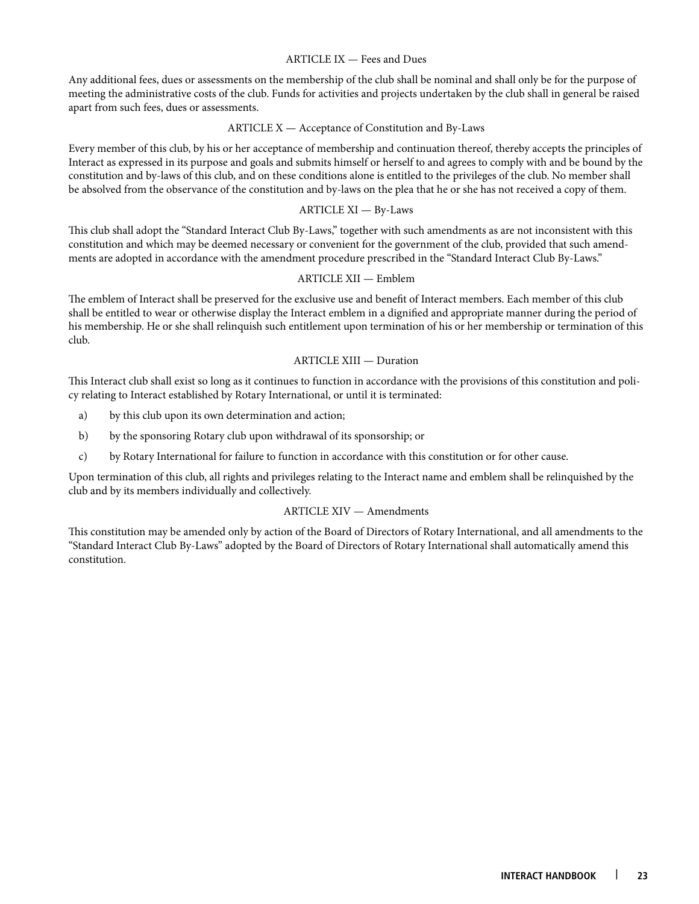## ARTICLE IX — Fees and Dues

Any additional fees, dues or assessments on the membership of the club shall be nominal and shall only be for the purpose of meeting the administrative costs of the club. Funds for activities and projects undertaken by the club shall in general be raised apart from such fees, dues or assessments.

## ARTICLE X — Acceptance of Constitution and By-Laws

Every member of this club, by his or her acceptance of membership and continuation thereof, thereby accepts the principles of Interact as expressed in its purpose and goals and submits himself or herself to and agrees to comply with and be bound by the constitution and by-laws of this club, and on these conditions alone is entitled to the privileges of the club. No member shall be absolved from the observance of the constitution and by-laws on the plea that he or she has not received a copy of them.

## ARTICLE XI — By-Laws

This club shall adopt the "Standard Interact Club By-Laws," together with such amendments as are not inconsistent with this constitution and which may be deemed necessary or convenient for the government of the club, provided that such amendments are adopted in accordance with the amendment procedure prescribed in the "Standard Interact Club By-Laws."

## ARTICLE XII — Emblem

The emblem of Interact shall be preserved for the exclusive use and benefit of Interact members. Each member of this club shall be entitled to wear or otherwise display the Interact emblem in a dignified and appropriate manner during the period of his membership. He or she shall relinquish such entitlement upon termination of his or her membership or termination of this club.

## ARTICLE XIII — Duration

This Interact club shall exist so long as it continues to function in accordance with the provisions of this constitution and policy relating to Interact established by Rotary International, or until it is terminated:

a) by this club upon its own determination and action;

b) by the sponsoring Rotary club upon withdrawal of its sponsorship; or

c) by Rotary International for failure to function in accordance with this constitution or for other cause.

Upon termination of this club, all rights and privileges relating to the Interact name and emblem shall be relinquished by the club and by its members individually and collectively.

## ARTICLE XIV — Amendments

This constitution may be amended only by action of the Board of Directors of Rotary International, and all amendments to the "Standard Interact Club By-Laws" adopted by the Board of Directors of Rotary International shall automatically amend this constitution.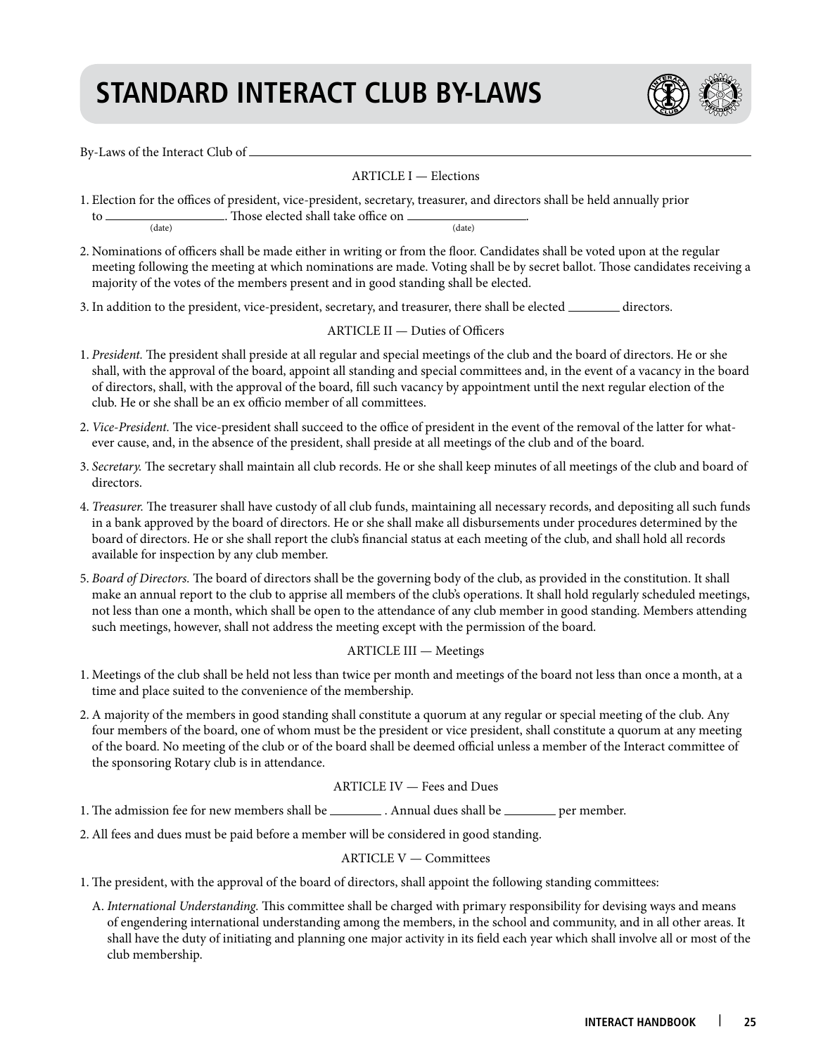# STANDARD INTERACT CLUB BY-LAWS

By-Laws of the Interact Club of ____________________________________________

ARTICLE I — Elections

1. Election for the offices of president, vice-president, secretary, treasurer, and directors shall be held annually prior to ________________ (date). Those elected shall take office on ________________ (date).

2. Nominations of officers shall be made either in writing or from the floor. Candidates shall be voted upon at the regular meeting following the meeting at which nominations are made. Voting shall be by secret ballot. Those candidates receiving a majority of the votes of the members present and in good standing shall be elected.

3. In addition to the president, vice-president, secretary, and treasurer, there shall be elected ________ directors.

ARTICLE II — Duties of Officers

1. *President.* The president shall preside at all regular and special meetings of the club and the board of directors. He or she shall, with the approval of the board, appoint all standing and special committees and, in the event of a vacancy in the board of directors, shall, with the approval of the board, fill such vacancy by appointment until the next regular election of the club. He or she shall be an ex officio member of all committees.

2. *Vice-President.* The vice-president shall succeed to the office of president in the event of the removal of the latter for whatever cause, and, in the absence of the president, shall preside at all meetings of the club and of the board.

3. *Secretary.* The secretary shall maintain all club records. He or she shall keep minutes of all meetings of the club and board of directors.

4. *Treasurer.* The treasurer shall have custody of all club funds, maintaining all necessary records, and depositing all such funds in a bank approved by the board of directors. He or she shall make all disbursements under procedures determined by the board of directors. He or she shall report the club's financial status at each meeting of the club, and shall hold all records available for inspection by any club member.

5. *Board of Directors.* The board of directors shall be the governing body of the club, as provided in the constitution. It shall make an annual report to the club to apprise all members of the club's operations. It shall hold regularly scheduled meetings, not less than one a month, which shall be open to the attendance of any club member in good standing. Members attending such meetings, however, shall not address the meeting except with the permission of the board.

ARTICLE III — Meetings

1. Meetings of the club shall be held not less than twice per month and meetings of the board not less than once a month, at a time and place suited to the convenience of the membership.

2. A majority of the members in good standing shall constitute a quorum at any regular or special meeting of the club. Any four members of the board, one of whom must be the president or vice president, shall constitute a quorum at any meeting of the board. No meeting of the club or of the board shall be deemed official unless a member of the Interact committee of the sponsoring Rotary club is in attendance.

ARTICLE IV — Fees and Dues

1. The admission fee for new members shall be ________ . Annual dues shall be ________ per member.

2. All fees and dues must be paid before a member will be considered in good standing.

ARTICLE V — Committees

1. The president, with the approval of the board of directors, shall appoint the following standing committees:

   A. *International Understanding.* This committee shall be charged with primary responsibility for devising ways and means of engendering international understanding among the members, in the school and community, and in all other areas. It shall have the duty of initiating and planning one major activity in its field each year which shall involve all or most of the club membership.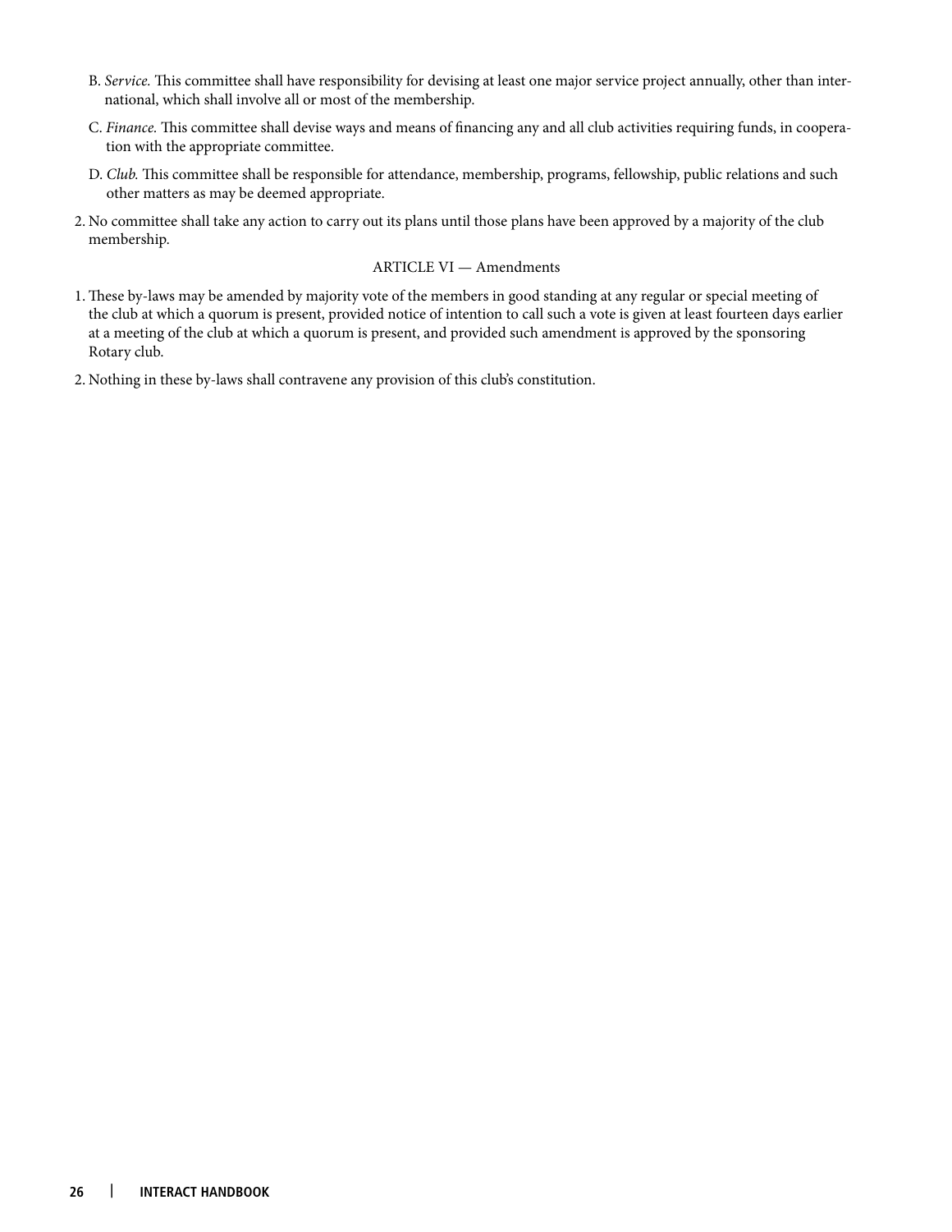B. *Service.* This committee shall have responsibility for devising at least one major service project annually, other than international, which shall involve all or most of the membership.

C. *Finance.* This committee shall devise ways and means of financing any and all club activities requiring funds, in cooperation with the appropriate committee.

D. *Club.* This committee shall be responsible for attendance, membership, programs, fellowship, public relations and such other matters as may be deemed appropriate.

2. No committee shall take any action to carry out its plans until those plans have been approved by a majority of the club membership.

ARTICLE VI — Amendments

1. These by-laws may be amended by majority vote of the members in good standing at any regular or special meeting of the club at which a quorum is present, provided notice of intention to call such a vote is given at least fourteen days earlier at a meeting of the club at which a quorum is present, and provided such amendment is approved by the sponsoring Rotary club.

2. Nothing in these by-laws shall contravene any provision of this club's constitution.